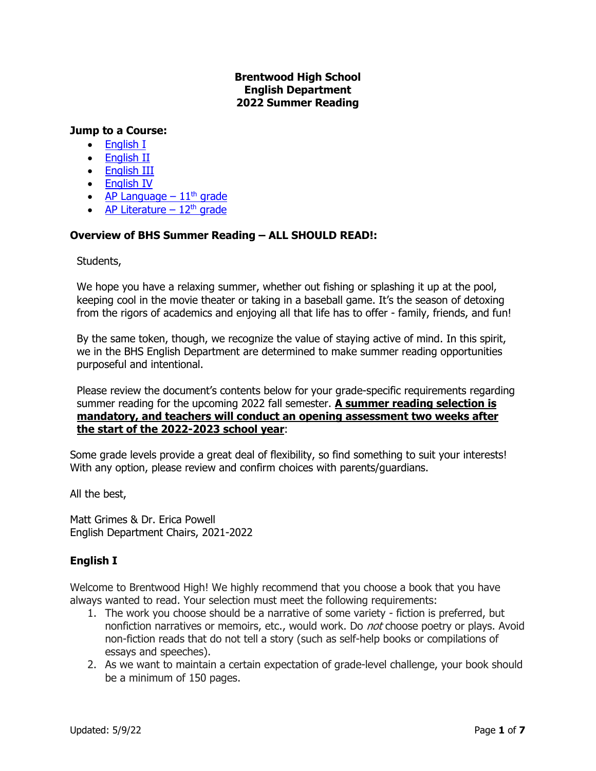**Brentwood High School**
**English Department**
**2022 Summer Reading**

### Jump to a Course:

- English I
- English II
- English III
- English IV
- AP Language – 11th grade
- AP Literature – 12th grade

### Overview of BHS Summer Reading – ALL SHOULD READ!:

Students,

We hope you have a relaxing summer, whether out fishing or splashing it up at the pool, keeping cool in the movie theater or taking in a baseball game. It's the season of detoxing from the rigors of academics and enjoying all that life has to offer - family, friends, and fun!

By the same token, though, we recognize the value of staying active of mind. In this spirit, we in the BHS English Department are determined to make summer reading opportunities purposeful and intentional.

Please review the document's contents below for your grade-specific requirements regarding summer reading for the upcoming 2022 fall semester. **A summer reading selection is mandatory, and teachers will conduct an opening assessment two weeks after the start of the 2022-2023 school year**:

Some grade levels provide a great deal of flexibility, so find something to suit your interests! With any option, please review and confirm choices with parents/guardians.

All the best,

Matt Grimes & Dr. Erica Powell
English Department Chairs, 2021-2022

### English I

Welcome to Brentwood High! We highly recommend that you choose a book that you have always wanted to read. Your selection must meet the following requirements:

1. The work you choose should be a narrative of some variety - fiction is preferred, but nonfiction narratives or memoirs, etc., would work. Do *not* choose poetry or plays. Avoid non-fiction reads that do not tell a story (such as self-help books or compilations of essays and speeches).
2. As we want to maintain a certain expectation of grade-level challenge, your book should be a minimum of 150 pages.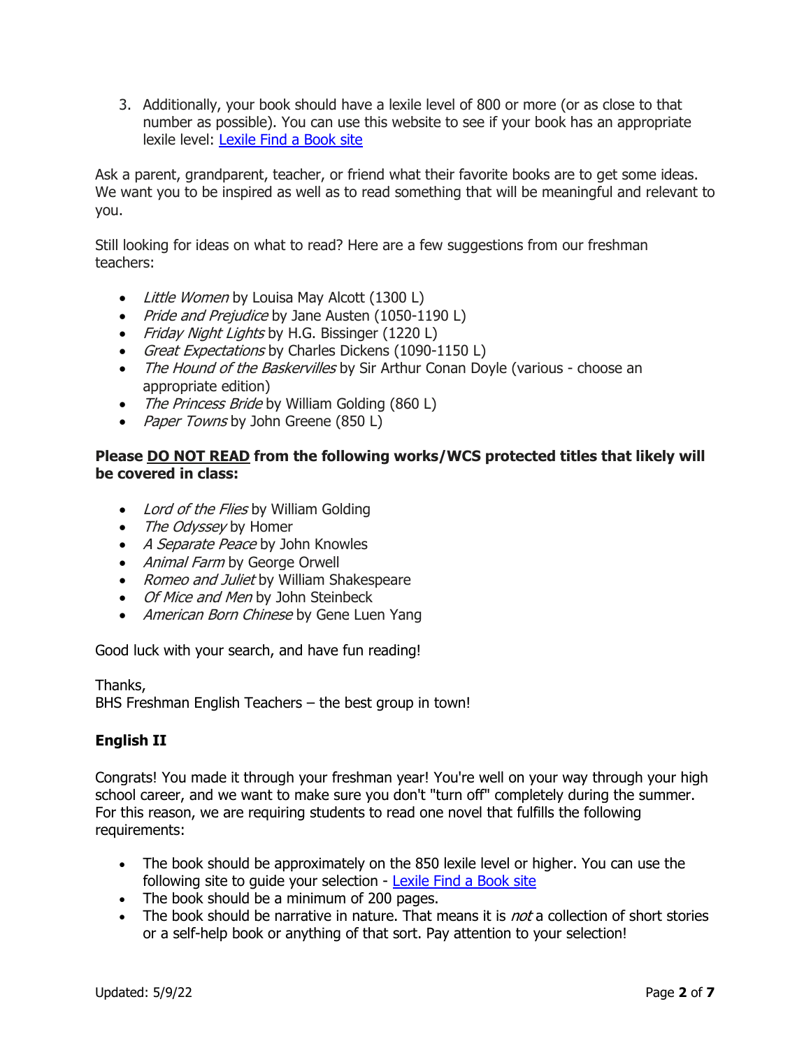3. Additionally, your book should have a lexile level of 800 or more (or as close to that number as possible). You can use this website to see if your book has an appropriate lexile level: [Lexile Find a Book site]()

Ask a parent, grandparent, teacher, or friend what their favorite books are to get some ideas. We want you to be inspired as well as to read something that will be meaningful and relevant to you.

Still looking for ideas on what to read? Here are a few suggestions from our freshman teachers:

- *Little Women* by Louisa May Alcott (1300 L)
- *Pride and Prejudice* by Jane Austen (1050-1190 L)
- *Friday Night Lights* by H.G. Bissinger (1220 L)
- *Great Expectations* by Charles Dickens (1090-1150 L)
- *The Hound of the Baskervilles* by Sir Arthur Conan Doyle (various - choose an appropriate edition)
- *The Princess Bride* by William Golding (860 L)
- *Paper Towns* by John Greene (850 L)

**Please <u>DO NOT READ</u> from the following works/WCS protected titles that likely will be covered in class:**

- *Lord of the Flies* by William Golding
- *The Odyssey* by Homer
- *A Separate Peace* by John Knowles
- *Animal Farm* by George Orwell
- *Romeo and Juliet* by William Shakespeare
- *Of Mice and Men* by John Steinbeck
- *American Born Chinese* by Gene Luen Yang

Good luck with your search, and have fun reading!

Thanks,
BHS Freshman English Teachers – the best group in town!

**English II**

Congrats! You made it through your freshman year! You're well on your way through your high school career, and we want to make sure you don't "turn off" completely during the summer. For this reason, we are requiring students to read one novel that fulfills the following requirements:

- The book should be approximately on the 850 lexile level or higher. You can use the following site to guide your selection - [Lexile Find a Book site]()
- The book should be a minimum of 200 pages.
- The book should be narrative in nature. That means it is *not* a collection of short stories or a self-help book or anything of that sort. Pay attention to your selection!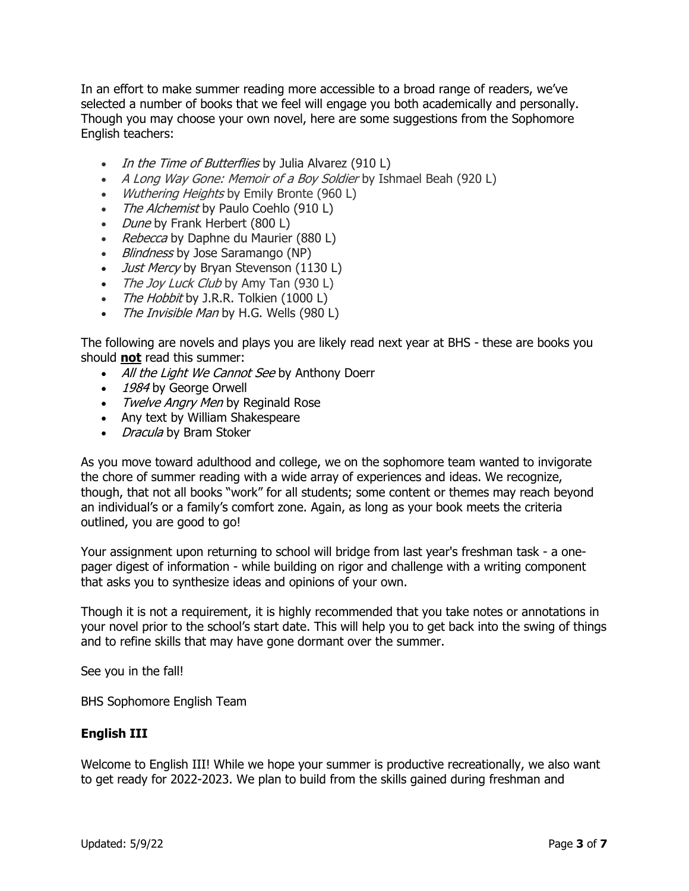In an effort to make summer reading more accessible to a broad range of readers, we've selected a number of books that we feel will engage you both academically and personally. Though you may choose your own novel, here are some suggestions from the Sophomore English teachers:

- *In the Time of Butterflies* by Julia Alvarez (910 L)
- *A Long Way Gone: Memoir of a Boy Soldier* by Ishmael Beah (920 L)
- *Wuthering Heights* by Emily Bronte (960 L)
- *The Alchemist* by Paulo Coehlo (910 L)
- *Dune* by Frank Herbert (800 L)
- *Rebecca* by Daphne du Maurier (880 L)
- *Blindness* by Jose Saramango (NP)
- *Just Mercy* by Bryan Stevenson (1130 L)
- *The Joy Luck Club* by Amy Tan (930 L)
- *The Hobbit* by J.R.R. Tolkien (1000 L)
- *The Invisible Man* by H.G. Wells (980 L)

The following are novels and plays you are likely read next year at BHS - these are books you should **not** read this summer:

- *All the Light We Cannot See* by Anthony Doerr
- *1984* by George Orwell
- *Twelve Angry Men* by Reginald Rose
- Any text by William Shakespeare
- *Dracula* by Bram Stoker

As you move toward adulthood and college, we on the sophomore team wanted to invigorate the chore of summer reading with a wide array of experiences and ideas. We recognize, though, that not all books "work" for all students; some content or themes may reach beyond an individual's or a family's comfort zone. Again, as long as your book meets the criteria outlined, you are good to go!

Your assignment upon returning to school will bridge from last year's freshman task - a one-pager digest of information - while building on rigor and challenge with a writing component that asks you to synthesize ideas and opinions of your own.

Though it is not a requirement, it is highly recommended that you take notes or annotations in your novel prior to the school's start date. This will help you to get back into the swing of things and to refine skills that may have gone dormant over the summer.

See you in the fall!

BHS Sophomore English Team

## English III

Welcome to English III! While we hope your summer is productive recreationally, we also want to get ready for 2022-2023. We plan to build from the skills gained during freshman and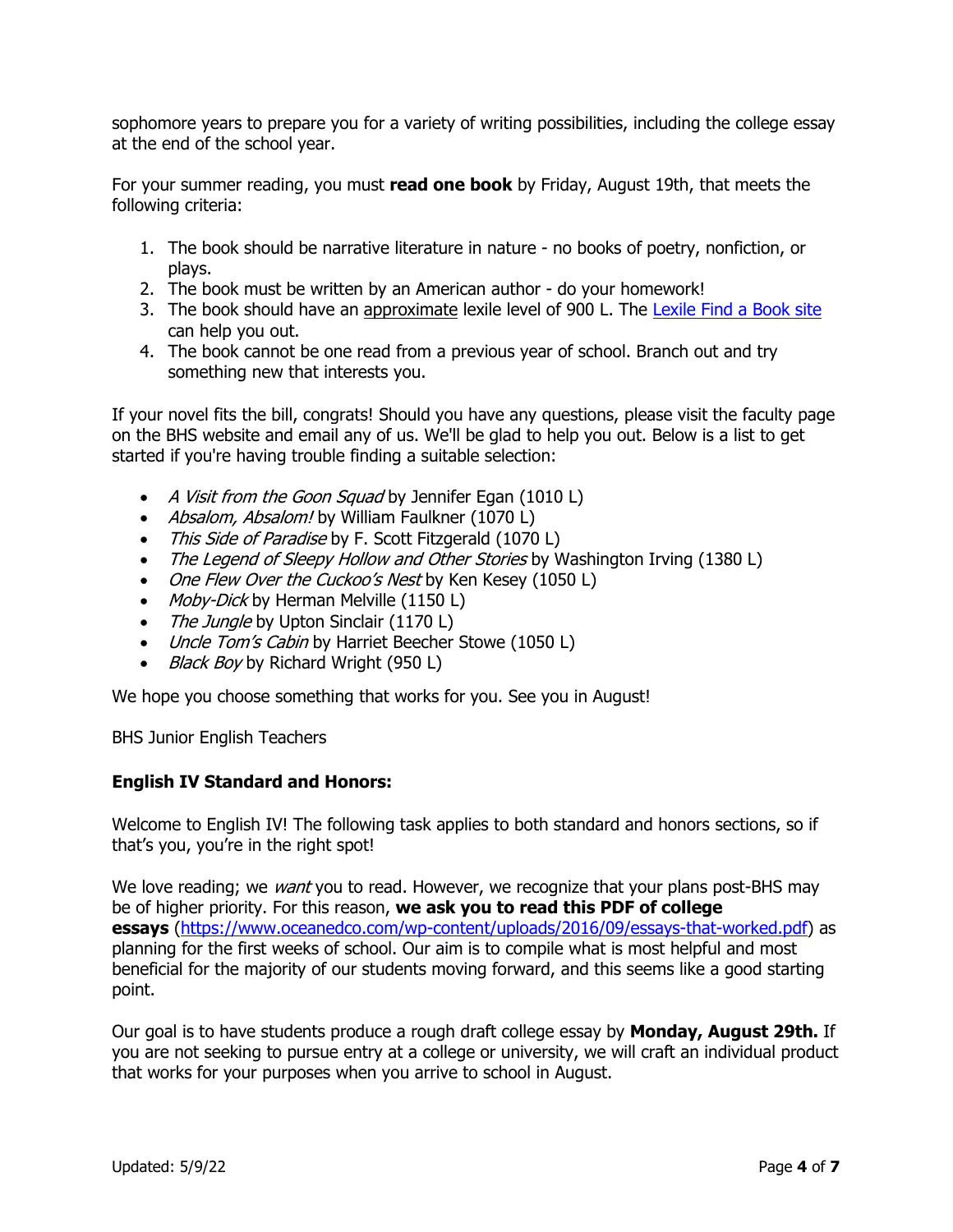sophomore years to prepare you for a variety of writing possibilities, including the college essay at the end of the school year.

For your summer reading, you must **read one book** by Friday, August 19th, that meets the following criteria:

1. The book should be narrative literature in nature - no books of poetry, nonfiction, or plays.
2. The book must be written by an American author - do your homework!
3. The book should have an approximate lexile level of 900 L. The [Lexile Find a Book site] can help you out.
4. The book cannot be one read from a previous year of school. Branch out and try something new that interests you.

If your novel fits the bill, congrats! Should you have any questions, please visit the faculty page on the BHS website and email any of us. We'll be glad to help you out. Below is a list to get started if you're having trouble finding a suitable selection:

- *A Visit from the Goon Squad* by Jennifer Egan (1010 L)
- *Absalom, Absalom!* by William Faulkner (1070 L)
- *This Side of Paradise* by F. Scott Fitzgerald (1070 L)
- *The Legend of Sleepy Hollow and Other Stories* by Washington Irving (1380 L)
- *One Flew Over the Cuckoo's Nest* by Ken Kesey (1050 L)
- *Moby-Dick* by Herman Melville (1150 L)
- *The Jungle* by Upton Sinclair (1170 L)
- *Uncle Tom's Cabin* by Harriet Beecher Stowe (1050 L)
- *Black Boy* by Richard Wright (950 L)

We hope you choose something that works for you. See you in August!

BHS Junior English Teachers

**English IV Standard and Honors:**

Welcome to English IV! The following task applies to both standard and honors sections, so if that's you, you're in the right spot!

We love reading; we *want* you to read. However, we recognize that your plans post-BHS may be of higher priority. For this reason, **we ask you to read this PDF of college essays** (https://www.oceanedco.com/wp-content/uploads/2016/09/essays-that-worked.pdf) as planning for the first weeks of school. Our aim is to compile what is most helpful and most beneficial for the majority of our students moving forward, and this seems like a good starting point.

Our goal is to have students produce a rough draft college essay by **Monday, August 29th.** If you are not seeking to pursue entry at a college or university, we will craft an individual product that works for your purposes when you arrive to school in August.

Updated: 5/9/22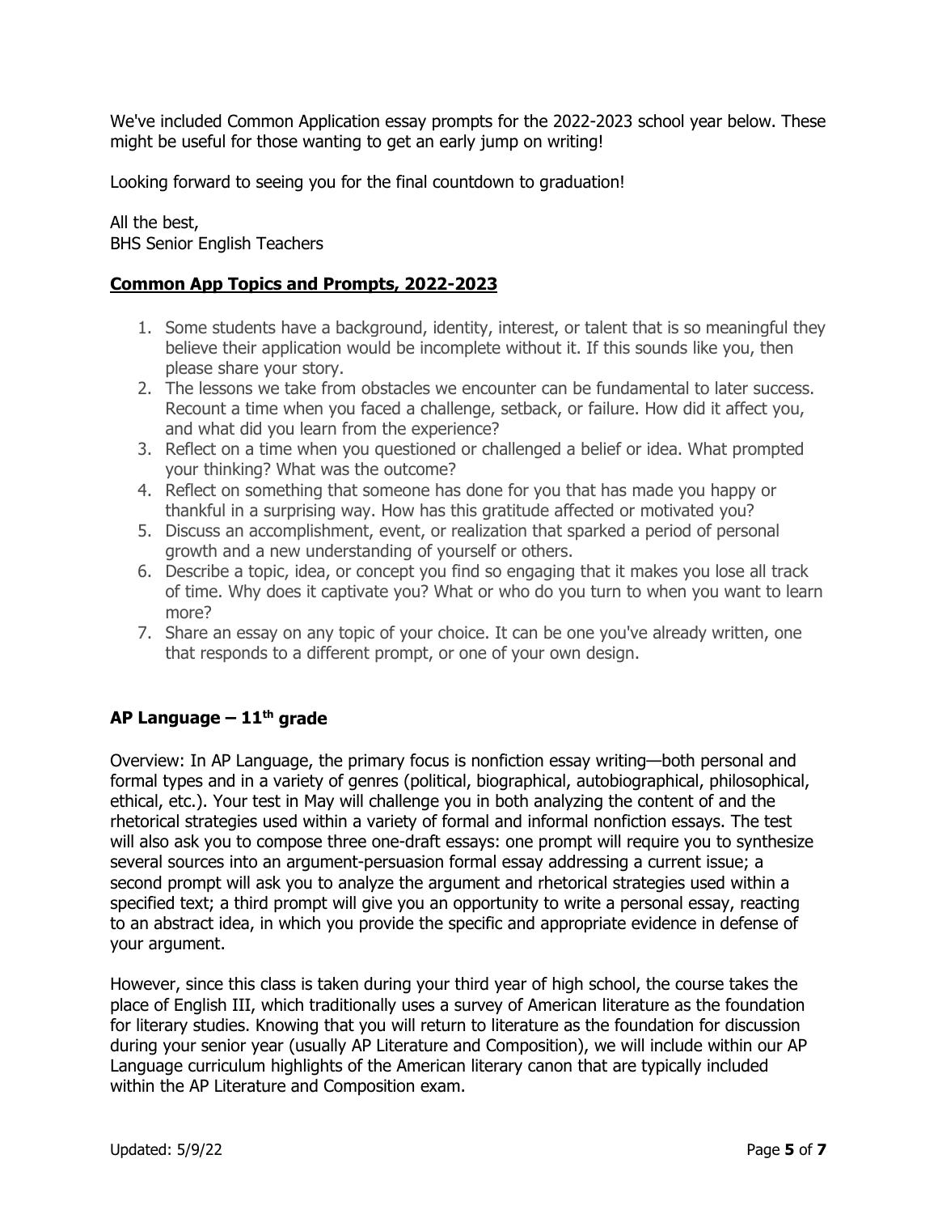We've included Common Application essay prompts for the 2022-2023 school year below. These might be useful for those wanting to get an early jump on writing!

Looking forward to seeing you for the final countdown to graduation!

All the best,
BHS Senior English Teachers

## Common App Topics and Prompts, 2022-2023

1. Some students have a background, identity, interest, or talent that is so meaningful they believe their application would be incomplete without it. If this sounds like you, then please share your story.
2. The lessons we take from obstacles we encounter can be fundamental to later success. Recount a time when you faced a challenge, setback, or failure. How did it affect you, and what did you learn from the experience?
3. Reflect on a time when you questioned or challenged a belief or idea. What prompted your thinking? What was the outcome?
4. Reflect on something that someone has done for you that has made you happy or thankful in a surprising way. How has this gratitude affected or motivated you?
5. Discuss an accomplishment, event, or realization that sparked a period of personal growth and a new understanding of yourself or others.
6. Describe a topic, idea, or concept you find so engaging that it makes you lose all track of time. Why does it captivate you? What or who do you turn to when you want to learn more?
7. Share an essay on any topic of your choice. It can be one you've already written, one that responds to a different prompt, or one of your own design.

## AP Language – 11th grade

Overview: In AP Language, the primary focus is nonfiction essay writing—both personal and formal types and in a variety of genres (political, biographical, autobiographical, philosophical, ethical, etc.). Your test in May will challenge you in both analyzing the content of and the rhetorical strategies used within a variety of formal and informal nonfiction essays. The test will also ask you to compose three one-draft essays: one prompt will require you to synthesize several sources into an argument-persuasion formal essay addressing a current issue; a second prompt will ask you to analyze the argument and rhetorical strategies used within a specified text; a third prompt will give you an opportunity to write a personal essay, reacting to an abstract idea, in which you provide the specific and appropriate evidence in defense of your argument.

However, since this class is taken during your third year of high school, the course takes the place of English III, which traditionally uses a survey of American literature as the foundation for literary studies. Knowing that you will return to literature as the foundation for discussion during your senior year (usually AP Literature and Composition), we will include within our AP Language curriculum highlights of the American literary canon that are typically included within the AP Literature and Composition exam.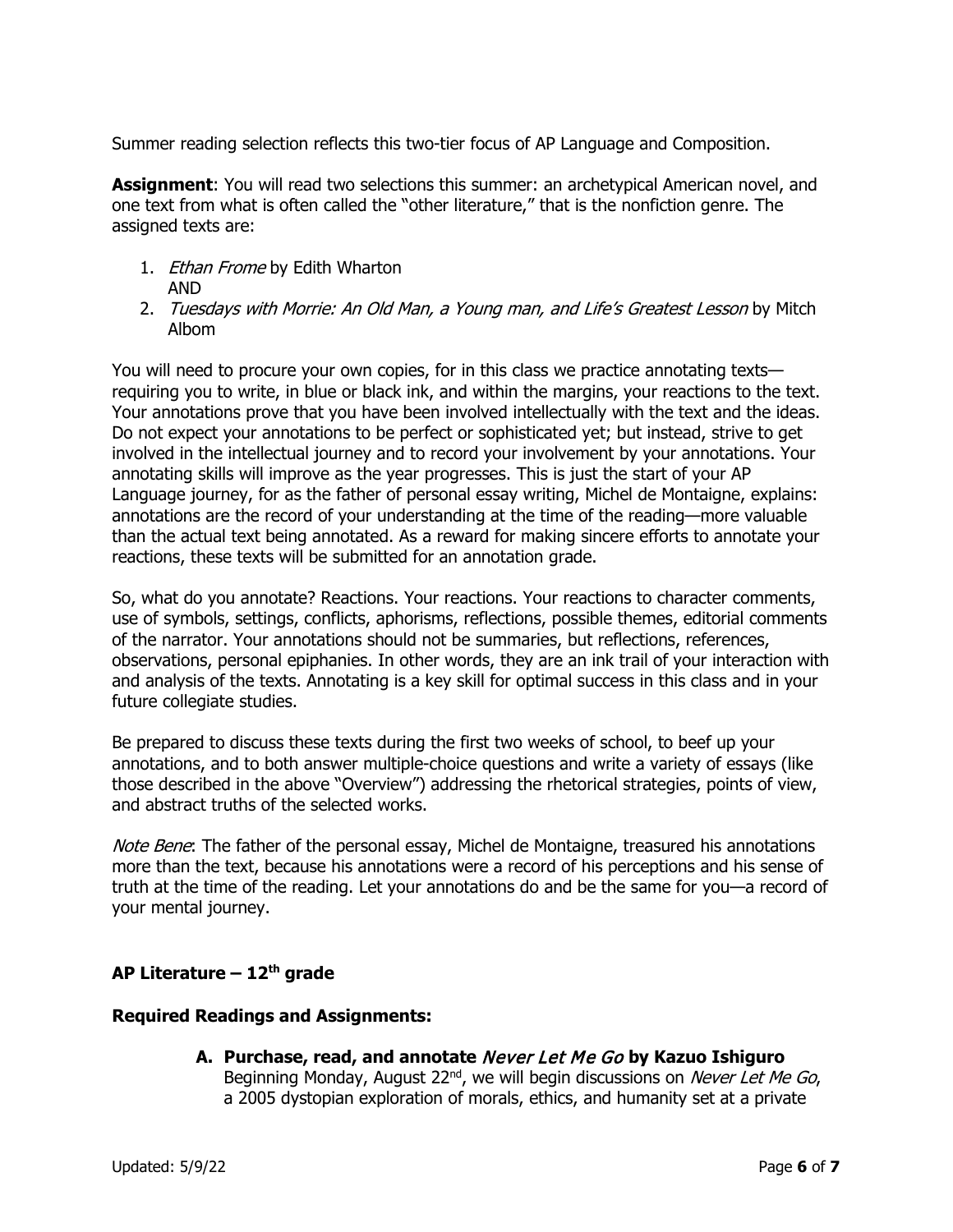Summer reading selection reflects this two-tier focus of AP Language and Composition.

**Assignment**: You will read two selections this summer: an archetypical American novel, and one text from what is often called the "other literature," that is the nonfiction genre. The assigned texts are:

1. *Ethan Frome* by Edith Wharton
   AND
2. *Tuesdays with Morrie: An Old Man, a Young man, and Life's Greatest Lesson* by Mitch Albom

You will need to procure your own copies, for in this class we practice annotating texts—requiring you to write, in blue or black ink, and within the margins, your reactions to the text. Your annotations prove that you have been involved intellectually with the text and the ideas. Do not expect your annotations to be perfect or sophisticated yet; but instead, strive to get involved in the intellectual journey and to record your involvement by your annotations. Your annotating skills will improve as the year progresses. This is just the start of your AP Language journey, for as the father of personal essay writing, Michel de Montaigne, explains: annotations are the record of your understanding at the time of the reading—more valuable than the actual text being annotated. As a reward for making sincere efforts to annotate your reactions, these texts will be submitted for an annotation grade.

So, what do you annotate? Reactions. Your reactions. Your reactions to character comments, use of symbols, settings, conflicts, aphorisms, reflections, possible themes, editorial comments of the narrator. Your annotations should not be summaries, but reflections, references, observations, personal epiphanies. In other words, they are an ink trail of your interaction with and analysis of the texts. Annotating is a key skill for optimal success in this class and in your future collegiate studies.

Be prepared to discuss these texts during the first two weeks of school, to beef up your annotations, and to both answer multiple-choice questions and write a variety of essays (like those described in the above "Overview") addressing the rhetorical strategies, points of view, and abstract truths of the selected works.

*Note Bene*: The father of the personal essay, Michel de Montaigne, treasured his annotations more than the text, because his annotations were a record of his perceptions and his sense of truth at the time of the reading. Let your annotations do and be the same for you—a record of your mental journey.

### AP Literature – 12th grade

#### Required Readings and Assignments:

**A. Purchase, read, and annotate *Never Let Me Go* by Kazuo Ishiguro**
Beginning Monday, August 22nd, we will begin discussions on *Never Let Me Go*, a 2005 dystopian exploration of morals, ethics, and humanity set at a private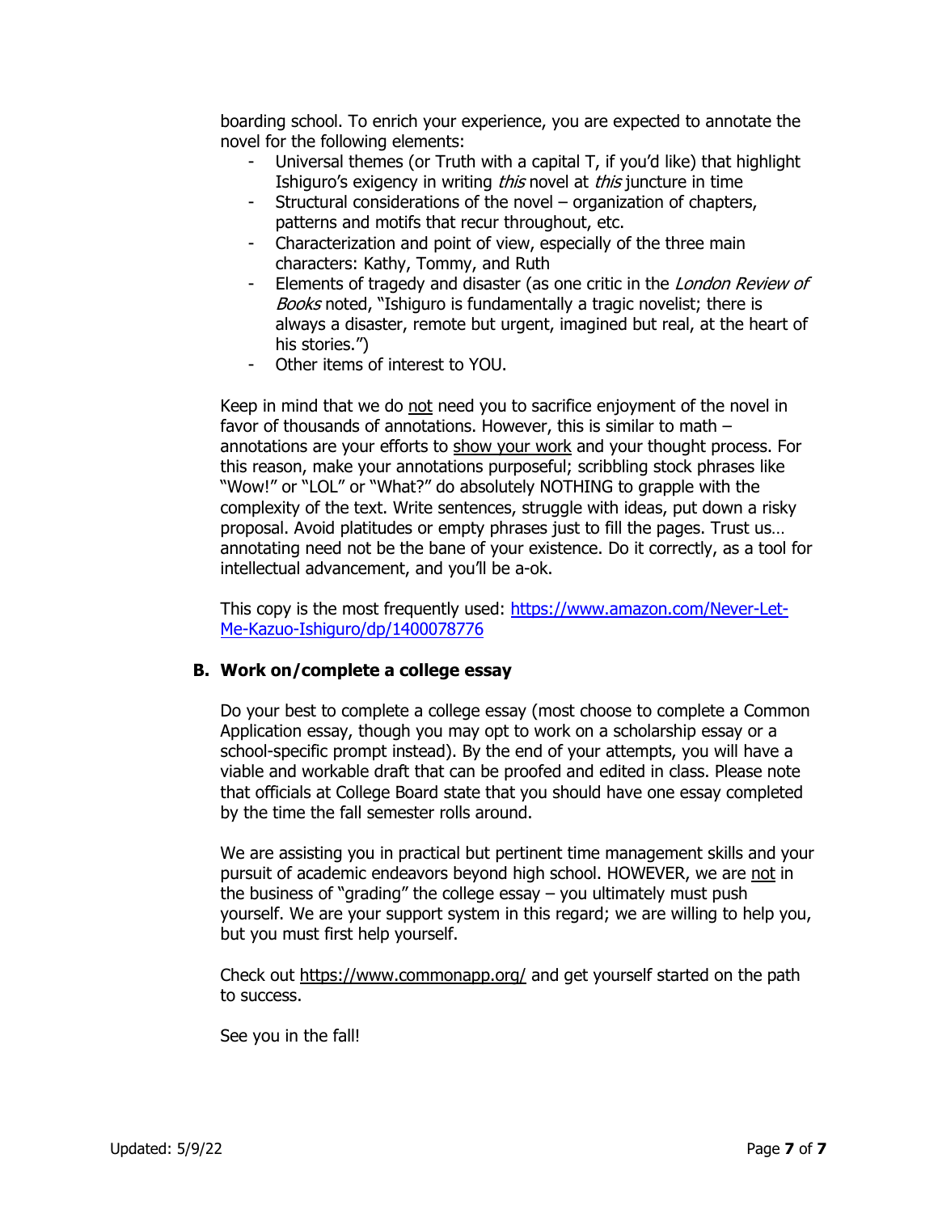boarding school. To enrich your experience, you are expected to annotate the novel for the following elements:

- Universal themes (or Truth with a capital T, if you'd like) that highlight Ishiguro's exigency in writing *this* novel at *this* juncture in time
- Structural considerations of the novel – organization of chapters, patterns and motifs that recur throughout, etc.
- Characterization and point of view, especially of the three main characters: Kathy, Tommy, and Ruth
- Elements of tragedy and disaster (as one critic in the *London Review of Books* noted, "Ishiguro is fundamentally a tragic novelist; there is always a disaster, remote but urgent, imagined but real, at the heart of his stories.")
- Other items of interest to YOU.

Keep in mind that we do not need you to sacrifice enjoyment of the novel in favor of thousands of annotations. However, this is similar to math – annotations are your efforts to show your work and your thought process. For this reason, make your annotations purposeful; scribbling stock phrases like "Wow!" or "LOL" or "What?" do absolutely NOTHING to grapple with the complexity of the text. Write sentences, struggle with ideas, put down a risky proposal. Avoid platitudes or empty phrases just to fill the pages. Trust us… annotating need not be the bane of your existence. Do it correctly, as a tool for intellectual advancement, and you'll be a-ok.

This copy is the most frequently used: [https://www.amazon.com/Never-Let-Me-Kazuo-Ishiguro/dp/1400078776](https://www.amazon.com/Never-Let-Me-Kazuo-Ishiguro/dp/1400078776)

### B. Work on/complete a college essay

Do your best to complete a college essay (most choose to complete a Common Application essay, though you may opt to work on a scholarship essay or a school-specific prompt instead). By the end of your attempts, you will have a viable and workable draft that can be proofed and edited in class. Please note that officials at College Board state that you should have one essay completed by the time the fall semester rolls around.

We are assisting you in practical but pertinent time management skills and your pursuit of academic endeavors beyond high school. HOWEVER, we are not in the business of "grading" the college essay – you ultimately must push yourself. We are your support system in this regard; we are willing to help you, but you must first help yourself.

Check out [https://www.commonapp.org/](https://www.commonapp.org/) and get yourself started on the path to success.

See you in the fall!

Updated: 5/9/22